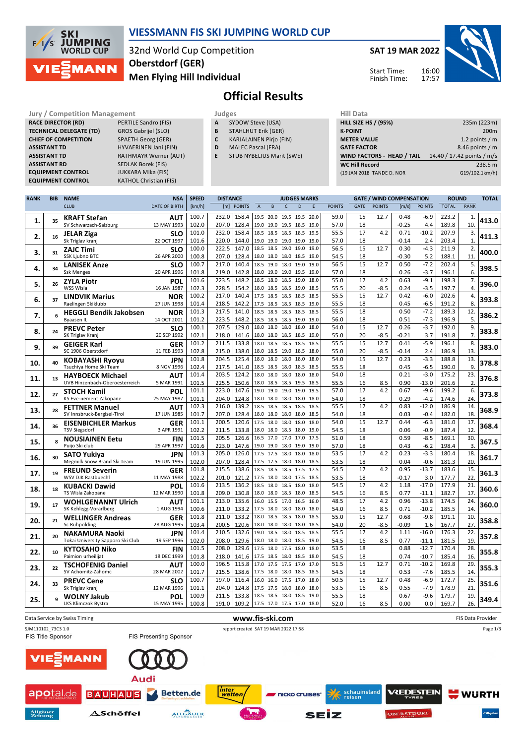# VIESSMANN FIS SKI JUMPING WORLD CUP

32nd World Cup Competition
Oberstdorf (GER)
Men Flying Hill Individual

SAT 19 MAR 2022

Start Time: 16:00
Finish Time: 17:57

## Official Results

| Jury / Competition Management | |
|---|---|
| RACE DIRECTOR (RD) | PERTILE Sandro (FIS) |
| TECHNICAL DELEGATE (TD) | GROS Gabrijel (SLO) |
| CHIEF OF COMPETITION | SPAETH Georg (GER) |
| ASSISTANT TD | HYVAERINEN Jani (FIN) |
| ASSISTANT TD | RATHMAYR Werner (AUT) |
| ASSISTANT RD | SEDLAK Borek (FIS) |
| EQUIPMENT CONTROL | JUKKARA Mika (FIS) |
| EQUIPMENT CONTROL | KATHOL Christian (FIS) |

| Judges | |
|---|---|
| A | SYDOW Steve (USA) |
| B | STAHLHUT Erik (GER) |
| C | KARJALAINEN Pirjo (FIN) |
| D | MALEC Pascal (FRA) |
| E | STUB NYBELIUS Marit (SWE) |

| Hill Data | |
|---|---|
| HILL SIZE HS / (95%) | 235m (223m) |
| K-POINT | 200m |
| METER VALUE | 1.2 points / m |
| GATE FACTOR | 8.46 points / m |
| WIND FACTORS - HEAD / TAIL | 14.40 / 17.42 points / m/s |
| WC Hill Record | 238.5 m |
| (19 JAN 2018 TANDE D. NOR | G19/102.1km/h) |

| RANK | BIB | NAME / CLUB | NSA / DATE OF BIRTH | SPEED [km/h] | DISTANCE [m] | POINTS | A | B | C | D | E | POINTS | GATE | POINTS | [m/s] | POINTS | ROUND TOTAL | ROUND RANK | TOTAL |
|---|---|---|---|---|---|---|---|---|---|---|---|---|---|---|---|---|---|---|---|
| 1. | 35 | KRAFT Stefan | AUT | 100.7 | 232.0 | 158.4 | 19.5 | 20.0 | 19.5 | 19.5 | 20.0 | 59.0 | 15 | 12.7 | 0.48 | -6.9 | 223.2 | 1. | 413.0 |
| | | SV Schwarzach-Salzburg | 13 MAY 1993 | 102.0 | 207.0 | 128.4 | 19.0 | 19.0 | 19.5 | 18.5 | 19.0 | 57.0 | 18 | | -0.25 | 4.4 | 189.8 | 10. | |
| 2. | 16 | JELAR Ziga | SLO | 101.0 | 232.0 | 158.4 | 18.5 | 18.5 | 18.5 | 18.5 | 19.5 | 55.5 | 17 | 4.2 | 0.71 | -10.2 | 207.9 | 3. | 411.3 |
| | | Sk Triglav kranj | 22 OCT 1997 | 101.6 | 220.0 | 144.0 | 19.0 | 19.0 | 19.0 | 19.0 | 19.0 | 57.0 | 18 | | -0.14 | 2.4 | 203.4 | 1. | |
| 3. | 31 | ZAJC Timi | SLO | 100.0 | 222.5 | 147.0 | 18.5 | 18.5 | 19.0 | 19.0 | 19.0 | 56.5 | 15 | 12.7 | 0.30 | -4.3 | 211.9 | 2. | 400.0 |
| | | SSK Ljubno BTC | 26 APR 2000 | 100.8 | 207.0 | 128.4 | 18.0 | 18.0 | 18.0 | 18.5 | 19.0 | 54.5 | 18 | | -0.30 | 5.2 | 188.1 | 11. | |
| 4. | 34 | LANISEK Anze | SLO | 100.7 | 217.0 | 140.4 | 18.5 | 19.0 | 18.0 | 19.0 | 19.0 | 56.5 | 15 | 12.7 | 0.50 | -7.2 | 202.4 | 5. | 398.5 |
| | | Ssk Menges | 20 APR 1996 | 101.8 | 219.0 | 142.8 | 18.0 | 19.0 | 19.0 | 19.5 | 19.0 | 57.0 | 18 | | 0.26 | -3.7 | 196.1 | 6. | |
| 5. | 26 | ZYLA Piotr | POL | 101.6 | 223.5 | 148.2 | 18.5 | 18.0 | 18.5 | 19.0 | 18.0 | 55.0 | 17 | 4.2 | 0.63 | -9.1 | 198.3 | 7. | 396.0 |
| | | WSS Wisla | 16 JAN 1987 | 102.3 | 228.5 | 154.2 | 18.0 | 18.5 | 18.5 | 19.0 | 18.5 | 55.5 | 20 | -8.5 | 0.24 | -3.5 | 197.7 | 4. | |
| 6. | 37 | LINDVIK Marius | NOR | 100.2 | 217.0 | 140.4 | 17.5 | 18.5 | 18.5 | 18.5 | 18.5 | 55.5 | 15 | 12.7 | 0.42 | -6.0 | 202.6 | 4. | 393.8 |
| | | Raelingen Skiklubb | 27 JUN 1998 | 101.4 | 218.5 | 142.2 | 17.5 | 18.5 | 18.5 | 18.5 | 19.0 | 55.5 | 18 | | 0.45 | -6.5 | 191.2 | 8. | |
| 7. | 6 | HEGGLI Bendik Jakobsen | NOR | 101.3 | 217.5 | 141.0 | 18.5 | 18.5 | 18.5 | 18.5 | 18.5 | 55.5 | 18 | | 0.50 | -7.2 | 189.3 | 12. | 386.2 |
| | | Byaasen IL | 14 OCT 2001 | 101.2 | 223.5 | 148.2 | 18.5 | 18.5 | 18.5 | 19.0 | 19.0 | 56.0 | 18 | | 0.51 | -7.3 | 196.9 | 5. | |
| 8. | 24 | PREVC Peter | SLO | 100.1 | 207.5 | 129.0 | 18.0 | 18.0 | 18.0 | 18.0 | 18.0 | 54.0 | 15 | 12.7 | 0.26 | -3.7 | 192.0 | 9. | 383.8 |
| | | SK Triglav Kranj | 20 SEP 1992 | 102.1 | 218.0 | 141.6 | 18.0 | 18.0 | 18.5 | 18.5 | 18.5 | 55.0 | 20 | -8.5 | -0.21 | 3.7 | 191.8 | 7. | |
| 9. | 39 | GEIGER Karl | GER | 101.2 | 211.5 | 133.8 | 18.0 | 18.5 | 18.5 | 18.5 | 18.5 | 55.5 | 15 | 12.7 | 0.41 | -5.9 | 196.1 | 8. | 383.0 |
| | | SC 1906 Oberstdorf | 11 FEB 1993 | 102.8 | 215.0 | 138.0 | 18.0 | 18.5 | 19.0 | 18.5 | 18.0 | 55.0 | 20 | -8.5 | -0.14 | 2.4 | 186.9 | 13. | |
| 10. | 40 | KOBAYASHI Ryoyu | JPN | 101.8 | 204.5 | 125.4 | 18.0 | 18.0 | 18.0 | 18.0 | 18.0 | 54.0 | 15 | 12.7 | 0.23 | -3.3 | 188.8 | 13. | 378.8 |
| | | Tsuchiya Home Ski Team | 8 NOV 1996 | 102.4 | 217.5 | 141.0 | 18.0 | 18.5 | 18.0 | 18.5 | 18.5 | 55.5 | 18 | | 0.45 | -6.5 | 190.0 | 9. | |
| 11. | 13 | HAYBOECK Michael | AUT | 101.4 | 203.5 | 124.2 | 18.0 | 18.0 | 18.0 | 18.0 | 18.0 | 54.0 | 18 | | 0.21 | -3.0 | 175.2 | 23. | 376.8 |
| | | UVB Hinzenbach-Oberoesterreich | 5 MAR 1991 | 101.5 | 225.5 | 150.6 | 18.0 | 18.5 | 18.5 | 19.5 | 18.5 | 55.5 | 16 | 8.5 | 0.90 | -13.0 | 201.6 | 2. | |
| 12. | 27 | STOCH Kamil | POL | 101.1 | 223.0 | 147.6 | 19.0 | 19.0 | 19.0 | 19.0 | 19.5 | 57.0 | 17 | 4.2 | 0.67 | -9.6 | 199.2 | 6. | 373.8 |
| | | KS Eve-nement Zakopane | 25 MAY 1987 | 101.1 | 204.0 | 124.8 | 18.0 | 18.0 | 18.0 | 18.0 | 18.0 | 54.0 | 18 | | 0.29 | -4.2 | 174.6 | 24. | |
| 13. | 28 | FETTNER Manuel | AUT | 102.3 | 216.0 | 139.2 | 18.5 | 18.5 | 18.5 | 18.5 | 18.5 | 55.5 | 17 | 4.2 | 0.83 | -12.0 | 186.9 | 14. | 368.9 |
| | | SV Innsbruck-Bergisel-Tirol | 17 JUN 1985 | 101.7 | 207.0 | 128.4 | 18.0 | 18.0 | 18.0 | 18.0 | 18.5 | 54.0 | 18 | | 0.03 | -0.4 | 182.0 | 18. | |
| 14. | 36 | EISENBICHLER Markus | GER | 101.1 | 200.5 | 120.6 | 17.5 | 18.0 | 18.0 | 18.0 | 18.0 | 54.0 | 15 | 12.7 | 0.44 | -6.3 | 181.0 | 17. | 368.4 |
| | | TSV Siegsdorf | 3 APR 1991 | 102.2 | 211.5 | 133.8 | 18.0 | 18.0 | 18.5 | 18.0 | 19.0 | 54.5 | 18 | | 0.06 | -0.9 | 187.4 | 12. | |
| 15. | 8 | NOUSIAINEN Eetu | FIN | 101.5 | 205.5 | 126.6 | 16.5 | 17.0 | 17.0 | 17.0 | 17.5 | 51.0 | 18 | | 0.59 | -8.5 | 169.1 | 30. | 367.5 |
| | | Puijo Ski club | 29 APR 1997 | 101.6 | 223.0 | 147.6 | 19.0 | 19.0 | 18.0 | 19.0 | 19.0 | 57.0 | 18 | | 0.43 | -6.2 | 198.4 | 3. | |
| 16. | 30 | SATO Yukiya | JPN | 101.3 | 205.0 | 126.0 | 17.5 | 17.5 | 18.0 | 18.0 | 18.0 | 53.5 | 17 | 4.2 | 0.23 | -3.3 | 180.4 | 18. | 361.7 |
| | | Megmilk Snow Brand Ski Team | 19 JUN 1995 | 102.0 | 207.0 | 128.4 | 17.5 | 18.0 | 18.0 | 18.0 | 17.5 | 53.5 | 18 | | 0.04 | -0.6 | 181.3 | 20. | |
| 17. | 19 | FREUND Severin | GER | 101.8 | 215.5 | 138.6 | 18.5 | 18.5 | 18.5 | 17.5 | 17.5 | 54.5 | 17 | 4.2 | 0.95 | -13.7 | 183.6 | 15. | 361.3 |
| | | WSV DJK Rastbuechl | 11 MAY 1988 | 102.2 | 201.0 | 121.2 | 17.5 | 18.0 | 18.0 | 17.5 | 18.0 | 53.5 | 18 | | -0.17 | 3.0 | 177.7 | 22. | |
| 18. | 18 | KUBACKI Dawid | POL | 101.6 | 213.5 | 136.2 | 18.5 | 18.0 | 18.5 | 18.0 | 18.0 | 54.5 | 17 | 4.2 | 1.18 | -17.0 | 177.9 | 21. | 360.6 |
| | | TS Wisla Zakopane | 12 MAR 1990 | 101.8 | 209.0 | 130.8 | 18.0 | 18.0 | 18.5 | 18.0 | 18.5 | 54.5 | 16 | 8.5 | 0.77 | -11.1 | 182.7 | 17. | |
| 19. | 17 | WOHLGENANNT Ulrich | AUT | 101.1 | 213.0 | 135.6 | 16.0 | 15.5 | 17.0 | 16.5 | 16.0 | 48.5 | 17 | 4.2 | 0.96 | -13.8 | 174.5 | 24. | 360.0 |
| | | SK Kehlegg-Vorarlberg | 1 AUG 1994 | 100.6 | 211.0 | 133.2 | 17.5 | 18.0 | 18.0 | 18.0 | 18.0 | 54.0 | 16 | 8.5 | 0.71 | -10.2 | 185.5 | 14. | |
| 20. | 21 | WELLINGER Andreas | GER | 101.8 | 211.0 | 133.2 | 18.0 | 18.5 | 18.5 | 18.0 | 18.5 | 55.0 | 15 | 12.7 | 0.68 | -9.8 | 191.1 | 10. | 358.8 |
| | | Sc Ruhpolding | 28 AUG 1995 | 103.4 | 200.5 | 120.6 | 18.0 | 18.0 | 18.0 | 18.0 | 18.5 | 54.0 | 20 | -8.5 | -0.09 | 1.6 | 167.7 | 27. | |
| 21. | 20 | NAKAMURA Naoki | JPN | 101.4 | 210.5 | 132.6 | 19.0 | 18.5 | 18.0 | 18.5 | 18.5 | 55.5 | 17 | 4.2 | 1.11 | -16.0 | 176.3 | 22. | 357.8 |
| | | Tokai University Sapporo Ski Club | 19 SEP 1996 | 102.0 | 208.0 | 129.6 | 18.0 | 18.0 | 18.0 | 18.5 | 19.0 | 54.5 | 16 | 8.5 | 0.77 | -11.1 | 181.5 | 19. | |
| 22. | 10 | KYTOSAHO Niko | FIN | 101.5 | 208.0 | 129.6 | 17.5 | 18.0 | 17.5 | 18.0 | 18.0 | 53.5 | 18 | | 0.88 | -12.7 | 170.4 | 28. | 355.8 |
| | | Paimion urheilijat | 18 DEC 1999 | 101.8 | 218.0 | 141.6 | 17.5 | 18.5 | 18.0 | 18.5 | 18.0 | 54.5 | 18 | | 0.74 | -10.7 | 185.4 | 16. | |
| 23. | 22 | TSCHOFENIG Daniel | AUT | 100.0 | 196.5 | 115.8 | 17.0 | 17.5 | 17.5 | 17.0 | 17.0 | 51.5 | 15 | 12.7 | 0.71 | -10.2 | 169.8 | 29. | 355.3 |
| | | SV Achomitz-Zahomc | 28 MAR 2002 | 101.7 | 215.5 | 138.6 | 17.5 | 18.0 | 18.5 | 18.0 | 18.5 | 54.5 | 18 | | 0.53 | -7.6 | 185.5 | 14. | |
| 24. | 33 | PREVC Cene | SLO | 100.7 | 197.0 | 116.4 | 16.0 | 16.0 | 17.5 | 17.0 | 18.0 | 50.5 | 15 | 12.7 | 0.48 | -6.9 | 172.7 | 25. | 351.6 |
| | | Sk Triglav kranj | 12 MAR 1996 | 101.1 | 204.0 | 124.8 | 17.5 | 17.5 | 18.0 | 18.0 | 18.0 | 53.5 | 16 | 8.5 | 0.55 | -7.9 | 178.9 | 21. | |
| 25. | 9 | WOLNY Jakub | POL | 100.9 | 211.5 | 133.8 | 18.5 | 18.5 | 18.0 | 18.5 | 19.0 | 55.5 | 18 | | 0.67 | -9.6 | 179.7 | 19. | 349.4 |
| | | LKS Klimczok Bystra | 15 MAY 1995 | 100.8 | 191.0 | 109.2 | 17.5 | 17.0 | 17.5 | 17.0 | 18.0 | 52.0 | 16 | 8.5 | 0.00 | 0.0 | 169.7 | 26. | |

Data Service by Swiss Timing — www.fis-ski.com — FIS Data Provider

SJM110102_73C3 1.0 — report created SAT 19 MAR 2022 17:58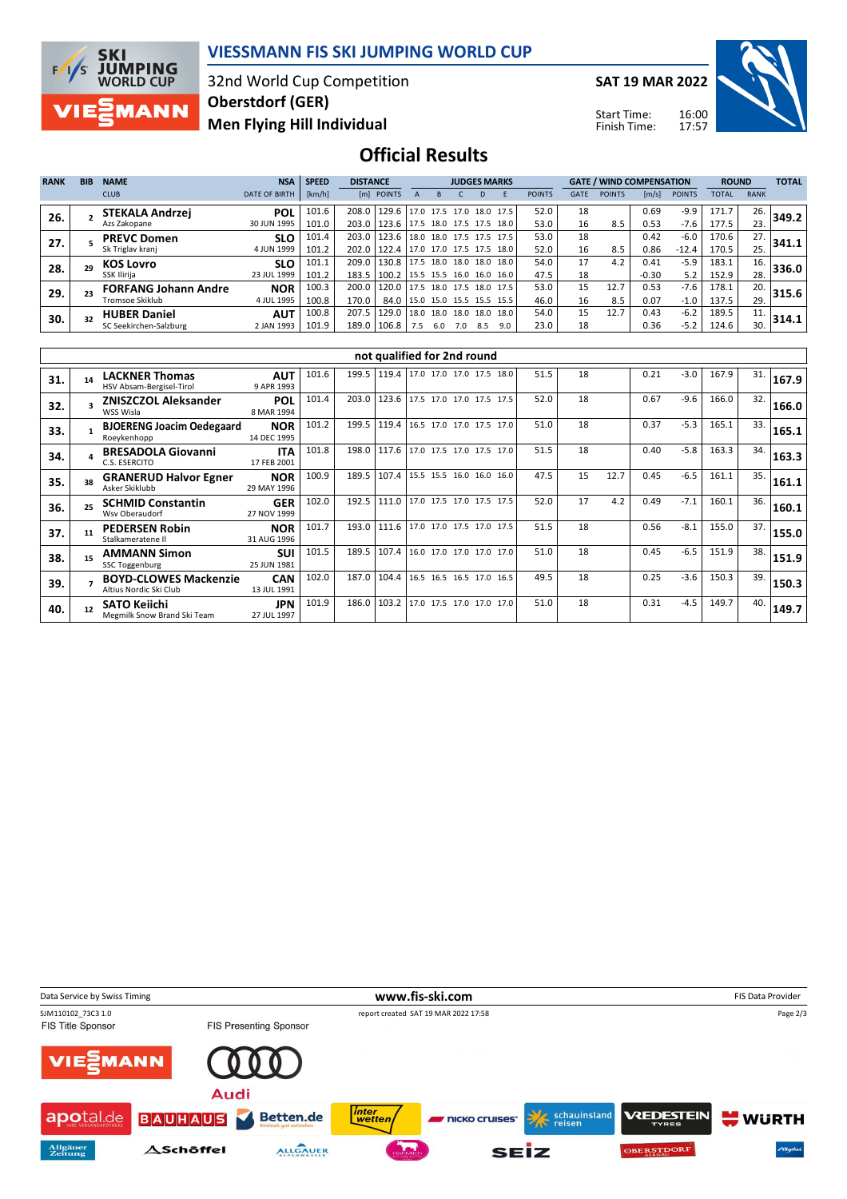# VIESSMANN FIS SKI JUMPING WORLD CUP

32nd World Cup Competition
Oberstdorf (GER)
Men Flying Hill Individual

SAT 19 MAR 2022

Start Time: 16:00
Finish Time: 17:57

## Official Results

| RANK | BIB | NAME / CLUB | NSA / DATE OF BIRTH | SPEED [km/h] | DISTANCE [m] | DISTANCE POINTS | A | B | C | D | E | JUDGES POINTS | GATE | GATE POINTS | WIND [m/s] | WIND POINTS | ROUND TOTAL | ROUND RANK | TOTAL |
|---|---|---|---|---|---|---|---|---|---|---|---|---|---|---|---|---|---|---|---|
| 26. | 2 | **STEKALA Andrzej** Azs Zakopane | **POL** 30 JUN 1995 | 101.6 | 208.0 | 129.6 | 17.0 | 17.5 | 17.0 | 18.0 | 17.5 | 52.0 | 18 | | 0.69 | -9.9 | 171.7 | 26. | **349.2** |
| | | | | 101.0 | 203.0 | 123.6 | 17.5 | 18.0 | 17.5 | 17.5 | 18.0 | 53.0 | 16 | 8.5 | 0.53 | -7.6 | 177.5 | 23. | |
| 27. | 5 | **PREVC Domen** Sk Triglav kranj | **SLO** 4 JUN 1999 | 101.4 | 203.0 | 123.6 | 18.0 | 18.0 | 17.5 | 17.5 | 17.5 | 53.0 | 18 | | 0.42 | -6.0 | 170.6 | 27. | **341.1** |
| | | | | 101.2 | 202.0 | 122.4 | 17.0 | 17.0 | 17.5 | 17.5 | 18.0 | 52.0 | 16 | 8.5 | 0.86 | -12.4 | 170.5 | 25. | |
| 28. | 29 | **KOS Lovro** SSK Ilirija | **SLO** 23 JUL 1999 | 101.1 | 209.0 | 130.8 | 17.5 | 18.0 | 18.0 | 18.0 | 18.0 | 54.0 | 17 | 4.2 | 0.41 | -5.9 | 183.1 | 16. | **336.0** |
| | | | | 101.2 | 183.5 | 100.2 | 15.5 | 15.5 | 16.0 | 16.0 | 16.0 | 47.5 | 18 | | -0.30 | 5.2 | 152.9 | 28. | |
| 29. | 23 | **FORFANG Johann Andre** Tromsoe Skiklub | **NOR** 4 JUL 1995 | 100.3 | 200.0 | 120.0 | 17.5 | 18.0 | 17.5 | 18.0 | 17.5 | 53.0 | 15 | 12.7 | 0.53 | -7.6 | 178.1 | 20. | **315.6** |
| | | | | 100.8 | 170.0 | 84.0 | 15.0 | 15.0 | 15.5 | 15.5 | 15.5 | 46.0 | 16 | 8.5 | 0.07 | -1.0 | 137.5 | 29. | |
| 30. | 32 | **HUBER Daniel** SC Seekirchen-Salzburg | **AUT** 2 JAN 1993 | 100.8 | 207.5 | 129.0 | 18.0 | 18.0 | 18.0 | 18.0 | 18.0 | 54.0 | 15 | 12.7 | 0.43 | -6.2 | 189.5 | 11. | **314.1** |
| | | | | 101.9 | 189.0 | 106.8 | 7.5 | 6.0 | 7.0 | 8.5 | 9.0 | 23.0 | 18 | | 0.36 | -5.2 | 124.6 | 30. | |

### not qualified for 2nd round

| RANK | BIB | NAME / CLUB | NSA / DATE OF BIRTH | SPEED [km/h] | DISTANCE [m] | DISTANCE POINTS | A | B | C | D | E | JUDGES POINTS | GATE | GATE POINTS | WIND [m/s] | WIND POINTS | ROUND TOTAL | ROUND RANK | TOTAL |
|---|---|---|---|---|---|---|---|---|---|---|---|---|---|---|---|---|---|---|---|
| 31. | 14 | **LACKNER Thomas** HSV Absam-Bergisel-Tirol | **AUT** 9 APR 1993 | 101.6 | 199.5 | 119.4 | 17.0 | 17.0 | 17.0 | 17.5 | 18.0 | 51.5 | 18 | | 0.21 | -3.0 | 167.9 | 31. | **167.9** |
| 32. | 3 | **ZNISZCZOL Aleksander** WSS Wisla | **POL** 8 MAR 1994 | 101.4 | 203.0 | 123.6 | 17.5 | 17.0 | 17.0 | 17.5 | 17.5 | 52.0 | 18 | | 0.67 | -9.6 | 166.0 | 32. | **166.0** |
| 33. | 1 | **BJOERENG Joacim Oedegaard** Roeykenhopp | **NOR** 14 DEC 1995 | 101.2 | 199.5 | 119.4 | 16.5 | 17.0 | 17.0 | 17.5 | 17.0 | 51.0 | 18 | | 0.37 | -5.3 | 165.1 | 33. | **165.1** |
| 34. | 4 | **BRESADOLA Giovanni** C.S. ESERCITO | **ITA** 17 FEB 2001 | 101.8 | 198.0 | 117.6 | 17.0 | 17.5 | 17.0 | 17.5 | 17.0 | 51.5 | 18 | | 0.40 | -5.8 | 163.3 | 34. | **163.3** |
| 35. | 38 | **GRANERUD Halvor Egner** Asker Skiklubb | **NOR** 29 MAY 1996 | 100.9 | 189.5 | 107.4 | 15.5 | 15.5 | 16.0 | 16.0 | 16.0 | 47.5 | 15 | 12.7 | 0.45 | -6.5 | 161.1 | 35. | **161.1** |
| 36. | 25 | **SCHMID Constantin** Wsv Oberaudorf | **GER** 27 NOV 1999 | 102.0 | 192.5 | 111.0 | 17.0 | 17.5 | 17.0 | 17.5 | 17.5 | 52.0 | 17 | 4.2 | 0.49 | -7.1 | 160.1 | 36. | **160.1** |
| 37. | 11 | **PEDERSEN Robin** Stalkameratene Il | **NOR** 31 AUG 1996 | 101.7 | 193.0 | 111.6 | 17.0 | 17.0 | 17.5 | 17.0 | 17.5 | 51.5 | 18 | | 0.56 | -8.1 | 155.0 | 37. | **155.0** |
| 38. | 15 | **AMMANN Simon** SSC Toggenburg | **SUI** 25 JUN 1981 | 101.5 | 189.5 | 107.4 | 16.0 | 17.0 | 17.0 | 17.0 | 17.0 | 51.0 | 18 | | 0.45 | -6.5 | 151.9 | 38. | **151.9** |
| 39. | 7 | **BOYD-CLOWES Mackenzie** Altius Nordic Ski Club | **CAN** 13 JUL 1991 | 102.0 | 187.0 | 104.4 | 16.5 | 16.5 | 16.5 | 17.0 | 16.5 | 49.5 | 18 | | 0.25 | -3.6 | 150.3 | 39. | **150.3** |
| 40. | 12 | **SATO Keiichi** Megmilk Snow Brand Ski Team | **JPN** 27 JUL 1997 | 101.9 | 186.0 | 103.2 | 17.0 | 17.5 | 17.0 | 17.0 | 17.0 | 51.0 | 18 | | 0.31 | -4.5 | 149.7 | 40. | **149.7** |

Data Service by Swiss Timing — www.fis-ski.com — FIS Data Provider

SJM110102_73C3 1.0 — report created SAT 19 MAR 2022 17:58

FIS Title Sponsor: VIESSMANN — FIS Presenting Sponsor: Audi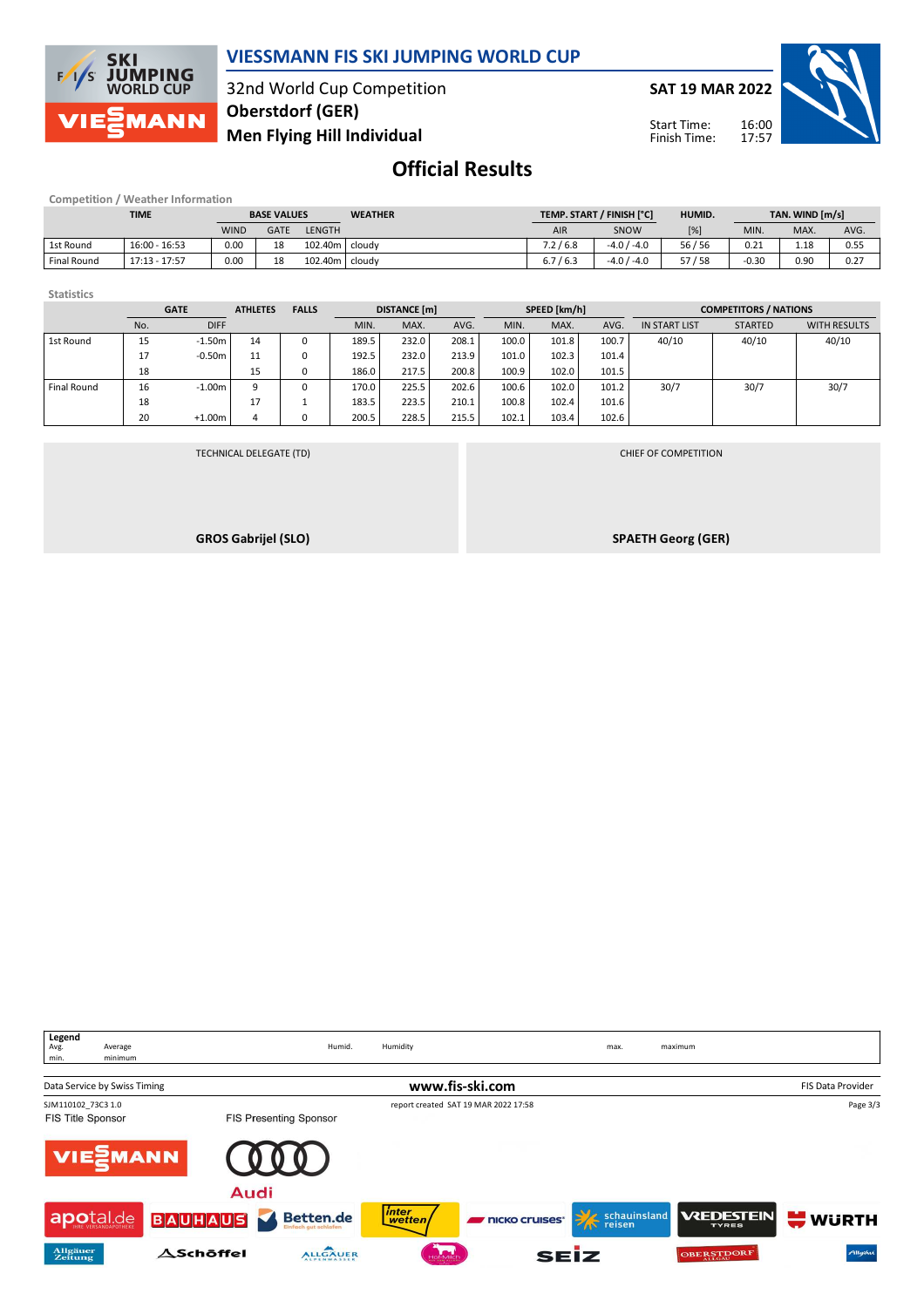# VIESSMANN FIS SKI JUMPING WORLD CUP

32nd World Cup Competition
**Oberstdorf (GER)**
**Men Flying Hill Individual**

**SAT 19 MAR 2022**

Start Time: 16:00
Finish Time: 17:57

## Official Results

### Competition / Weather Information

| | TIME | BASE VALUES | | | WEATHER | TEMP. START / FINISH [°C] | | HUMID. | TAN. WIND [m/s] | | |
|---|---|---|---|---|---|---|---|---|---|---|---|
| | | WIND | GATE | LENGTH | | AIR | SNOW | [%] | MIN. | MAX. | AVG. |
| 1st Round | 16:00 - 16:53 | 0.00 | 18 | 102.40m | cloudy | 7.2 / 6.8 | -4.0 / -4.0 | 56 / 56 | 0.21 | 1.18 | 0.55 |
| Final Round | 17:13 - 17:57 | 0.00 | 18 | 102.40m | cloudy | 6.7 / 6.3 | -4.0 / -4.0 | 57 / 58 | -0.30 | 0.90 | 0.27 |

### Statistics

| | GATE | | ATHLETES | FALLS | DISTANCE [m] | | | SPEED [km/h] | | | COMPETITORS / NATIONS | | |
|---|---|---|---|---|---|---|---|---|---|---|---|---|---|
| | No. | DIFF | | | MIN. | MAX. | AVG. | MIN. | MAX. | AVG. | IN START LIST | STARTED | WITH RESULTS |
| 1st Round | 15 | -1.50m | 14 | 0 | 189.5 | 232.0 | 208.1 | 100.0 | 101.8 | 100.7 | 40/10 | 40/10 | 40/10 |
| | 17 | -0.50m | 11 | 0 | 192.5 | 232.0 | 213.9 | 101.0 | 102.3 | 101.4 | | | |
| | 18 | | 15 | 0 | 186.0 | 217.5 | 200.8 | 100.9 | 102.0 | 101.5 | | | |
| Final Round | 16 | -1.00m | 9 | 0 | 170.0 | 225.5 | 202.6 | 100.6 | 102.0 | 101.2 | 30/7 | 30/7 | 30/7 |
| | 18 | | 17 | 1 | 183.5 | 223.5 | 210.1 | 100.8 | 102.4 | 101.6 | | | |
| | 20 | +1.00m | 4 | 0 | 200.5 | 228.5 | 215.5 | 102.1 | 103.4 | 102.6 | | | |

TECHNICAL DELEGATE (TD)

**GROS Gabrijel (SLO)**

CHIEF OF COMPETITION

**SPAETH Georg (GER)**

**Legend**
Avg. Average
min. minimum
Humid. Humidity
max. maximum

Data Service by Swiss Timing
www.fis-ski.com
FIS Data Provider

SJM110102_73C3 1.0
report created SAT 19 MAR 2022 17:58

FIS Title Sponsor
FIS Presenting Sponsor